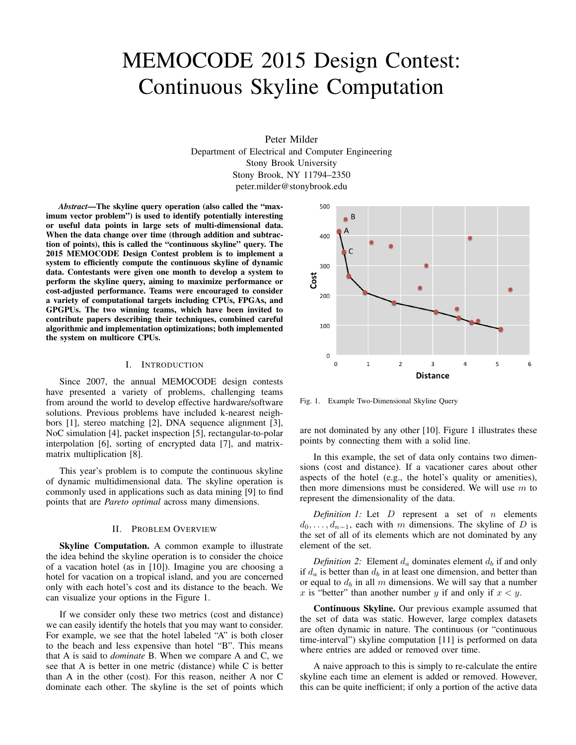# MEMOCODE 2015 Design Contest: Continuous Skyline Computation

Peter Milder
Department of Electrical and Computer Engineering
Stony Brook University
Stony Brook, NY 11794–2350
peter.milder@stonybrook.edu

***Abstract*—The skyline query operation (also called the "maximum vector problem") is used to identify potentially interesting or useful data points in large sets of multi-dimensional data. When the data change over time (through addition and subtraction of points), this is called the "continuous skyline" query. The 2015 MEMOCODE Design Contest problem is to implement a system to efficiently compute the continuous skyline of dynamic data. Contestants were given one month to develop a system to perform the skyline query, aiming to maximize performance or cost-adjusted performance. Teams were encouraged to consider a variety of computational targets including CPUs, FPGAs, and GPGPUs. The two winning teams, which have been invited to contribute papers describing their techniques, combined careful algorithmic and implementation optimizations; both implemented the system on multicore CPUs.**

## I. Introduction

Since 2007, the annual MEMOCODE design contests have presented a variety of problems, challenging teams from around the world to develop effective hardware/software solutions. Previous problems have included k-nearest neighbors [1], stereo matching [2], DNA sequence alignment [3], NoC simulation [4], packet inspection [5], rectangular-to-polar interpolation [6], sorting of encrypted data [7], and matrix-matrix multiplication [8].

This year's problem is to compute the continuous skyline of dynamic multidimensional data. The skyline operation is commonly used in applications such as data mining [9] to find points that are *Pareto optimal* across many dimensions.

## II. Problem Overview

**Skyline Computation.** A common example to illustrate the idea behind the skyline operation is to consider the choice of a vacation hotel (as in [10]). Imagine you are choosing a hotel for vacation on a tropical island, and you are concerned only with each hotel's cost and its distance to the beach. We can visualize your options in the Figure 1.

If we consider only these two metrics (cost and distance) we can easily identify the hotels that you may want to consider. For example, we see that the hotel labeled "A" is both closer to the beach and less expensive than hotel "B". This means that A is said to *dominate* B. When we compare A and C, we see that A is better in one metric (distance) while C is better than A in the other (cost). For this reason, neither A nor C dominate each other. The skyline is the set of points which are not dominated by any other [10]. Figure 1 illustrates these points by connecting them with a solid line.

Fig. 1. Example Two-Dimensional Skyline Query

In this example, the set of data only contains two dimensions (cost and distance). If a vacationer cares about other aspects of the hotel (e.g., the hotel's quality or amenities), then more dimensions must be considered. We will use $m$ to represent the dimensionality of the data.

*Definition 1:* Let $D$ represent a set of $n$ elements $d_0, \ldots, d_{n-1}$, each with $m$ dimensions. The skyline of $D$ is the set of all of its elements which are not dominated by any element of the set.

*Definition 2:* Element $d_a$ dominates element $d_b$ if and only if $d_a$ is better than $d_b$ in at least one dimension, and better than or equal to $d_b$ in all $m$ dimensions. We will say that a number $x$ is "better" than another number $y$ if and only if $x < y$.

**Continuous Skyline.** Our previous example assumed that the set of data was static. However, large complex datasets are often dynamic in nature. The continuous (or "continuous time-interval") skyline computation [11] is performed on data where entries are added or removed over time.

A naive approach to this is simply to re-calculate the entire skyline each time an element is added or removed. However, this can be quite inefficient; if only a portion of the active data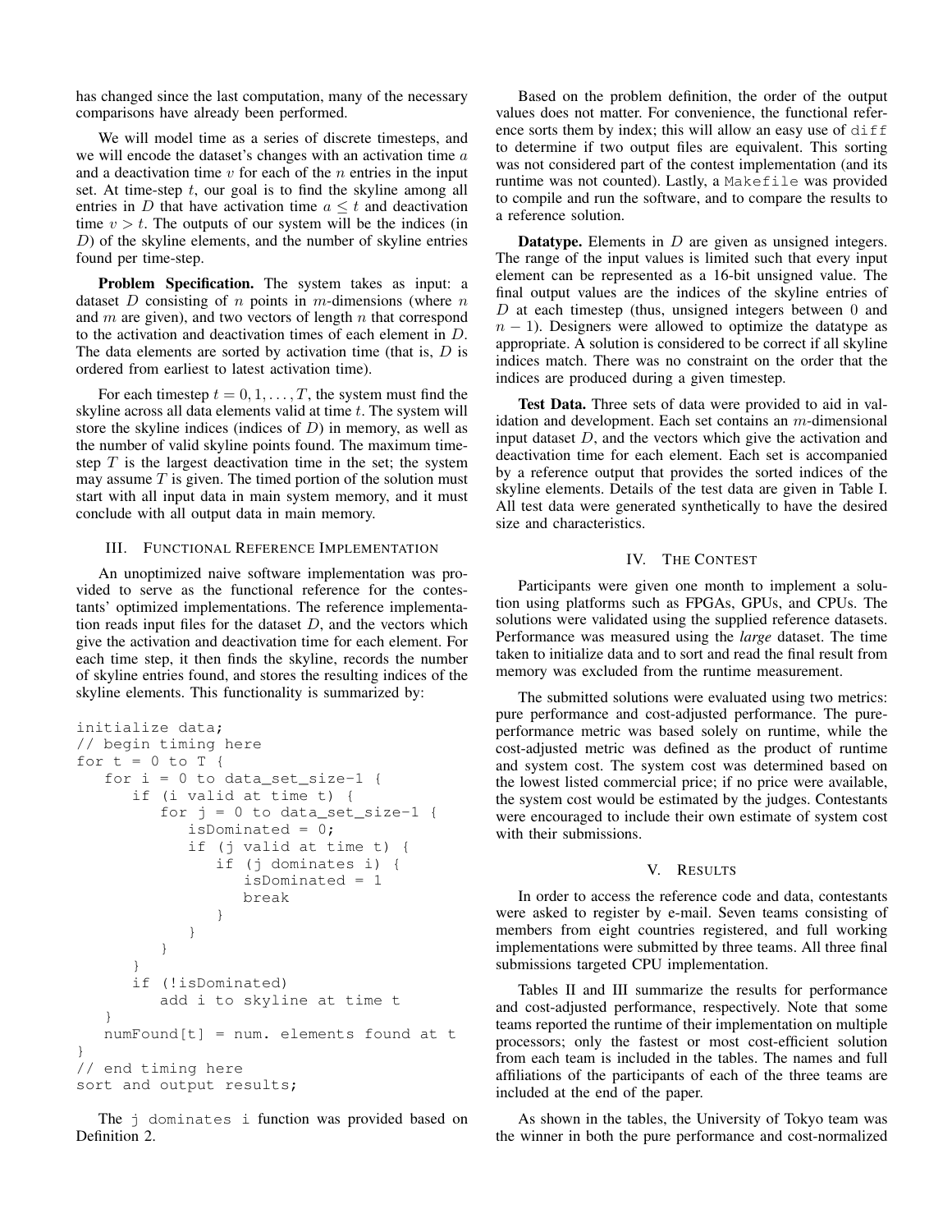has changed since the last computation, many of the necessary comparisons have already been performed.

We will model time as a series of discrete timesteps, and we will encode the dataset's changes with an activation time $a$ and a deactivation time $v$ for each of the $n$ entries in the input set. At time-step $t$, our goal is to find the skyline among all entries in $D$ that have activation time $a \leq t$ and deactivation time $v > t$. The outputs of our system will be the indices (in $D$) of the skyline elements, and the number of skyline entries found per time-step.

**Problem Specification.** The system takes as input: a dataset $D$ consisting of $n$ points in $m$-dimensions (where $n$ and $m$ are given), and two vectors of length $n$ that correspond to the activation and deactivation times of each element in $D$. The data elements are sorted by activation time (that is, $D$ is ordered from earliest to latest activation time).

For each timestep $t = 0, 1, \ldots, T$, the system must find the skyline across all data elements valid at time $t$. The system will store the skyline indices (indices of $D$) in memory, as well as the number of valid skyline points found. The maximum timestep $T$ is the largest deactivation time in the set; the system may assume $T$ is given. The timed portion of the solution must start with all input data in main system memory, and it must conclude with all output data in main memory.

## III. Functional Reference Implementation

An unoptimized naive software implementation was provided to serve as the functional reference for the contestants' optimized implementations. The reference implementation reads input files for the dataset $D$, and the vectors which give the activation and deactivation time for each element. For each time step, it then finds the skyline, records the number of skyline entries found, and stores the resulting indices of the skyline elements. This functionality is summarized by:

```
initialize data;
// begin timing here
for t = 0 to T {
   for i = 0 to data_set_size-1 {
      if (i valid at time t) {
         for j = 0 to data_set_size-1 {
            isDominated = 0;
            if (j valid at time t) {
               if (j dominates i) {
                  isDominated = 1
                  break
               }
            }
         }
      }
      if (!isDominated)
         add i to skyline at time t
   }
   numFound[t] = num. elements found at t
}
// end timing here
sort and output results;
```

The `j dominates i` function was provided based on Definition 2.

Based on the problem definition, the order of the output values does not matter. For convenience, the functional reference sorts them by index; this will allow an easy use of `diff` to determine if two output files are equivalent. This sorting was not considered part of the contest implementation (and its runtime was not counted). Lastly, a `Makefile` was provided to compile and run the software, and to compare the results to a reference solution.

**Datatype.** Elements in $D$ are given as unsigned integers. The range of the input values is limited such that every input element can be represented as a 16-bit unsigned value. The final output values are the indices of the skyline entries of $D$ at each timestep (thus, unsigned integers between 0 and $n-1$). Designers were allowed to optimize the datatype as appropriate. A solution is considered to be correct if all skyline indices match. There was no constraint on the order that the indices are produced during a given timestep.

**Test Data.** Three sets of data were provided to aid in validation and development. Each set contains an $m$-dimensional input dataset $D$, and the vectors which give the activation and deactivation time for each element. Each set is accompanied by a reference output that provides the sorted indices of the skyline elements. Details of the test data are given in Table I. All test data were generated synthetically to have the desired size and characteristics.

## IV. The Contest

Participants were given one month to implement a solution using platforms such as FPGAs, GPUs, and CPUs. The solutions were validated using the supplied reference datasets. Performance was measured using the *large* dataset. The time taken to initialize data and to sort and read the final result from memory was excluded from the runtime measurement.

The submitted solutions were evaluated using two metrics: pure performance and cost-adjusted performance. The pure-performance metric was based solely on runtime, while the cost-adjusted metric was defined as the product of runtime and system cost. The system cost was determined based on the lowest listed commercial price; if no price were available, the system cost would be estimated by the judges. Contestants were encouraged to include their own estimate of system cost with their submissions.

## V. Results

In order to access the reference code and data, contestants were asked to register by e-mail. Seven teams consisting of members from eight countries registered, and full working implementations were submitted by three teams. All three final submissions targeted CPU implementation.

Tables II and III summarize the results for performance and cost-adjusted performance, respectively. Note that some teams reported the runtime of their implementation on multiple processors; only the fastest or most cost-efficient solution from each team is included in the tables. The names and full affiliations of the participants of each of the three teams are included at the end of the paper.

As shown in the tables, the University of Tokyo team was the winner in both the pure performance and cost-normalized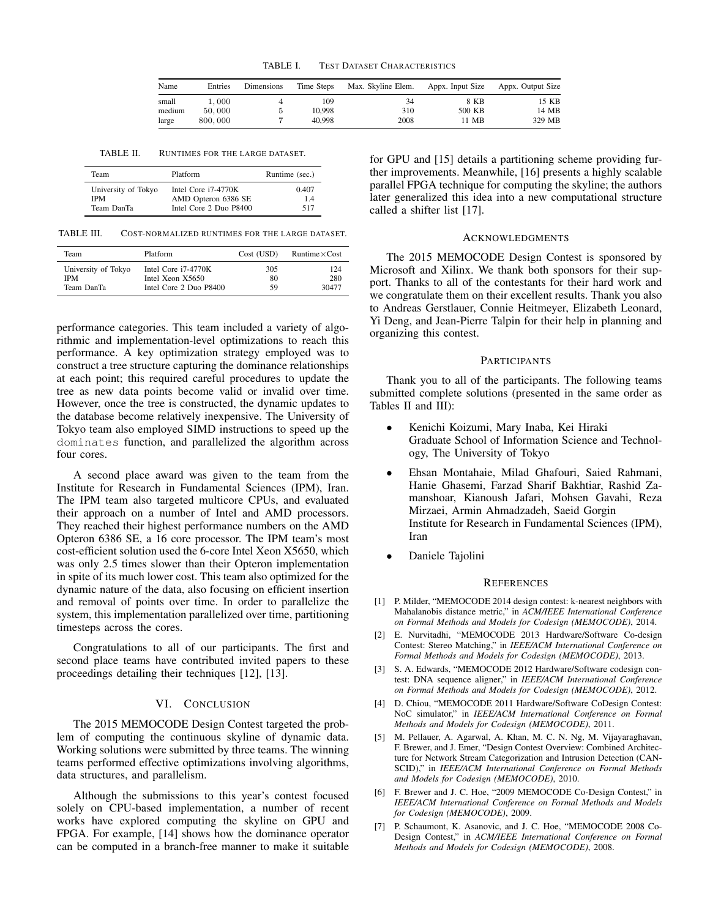TABLE I. TEST DATASET CHARACTERISTICS

| Name | Entries | Dimensions | Time Steps | Max. Skyline Elem. | Appx. Input Size | Appx. Output Size |
|---|---|---|---|---|---|---|
| small | 1,000 | 4 | 109 | 34 | 8 KB | 15 KB |
| medium | 50,000 | 5 | 10,998 | 310 | 500 KB | 14 MB |
| large | 800,000 | 7 | 40,998 | 2008 | 11 MB | 329 MB |

TABLE II. RUNTIMES FOR THE LARGE DATASET.

| Team | Platform | Runtime (sec.) |
|---|---|---|
| University of Tokyo | Intel Core i7-4770K | 0.407 |
| IPM | AMD Opteron 6386 SE | 1.4 |
| Team DanTa | Intel Core 2 Duo P8400 | 517 |

TABLE III. COST-NORMALIZED RUNTIMES FOR THE LARGE DATASET.

| Team | Platform | Cost (USD) | Runtime×Cost |
|---|---|---|---|
| University of Tokyo | Intel Core i7-4770K | 305 | 124 |
| IPM | Intel Xeon X5650 | 80 | 280 |
| Team DanTa | Intel Core 2 Duo P8400 | 59 | 30477 |

performance categories. This team included a variety of algorithmic and implementation-level optimizations to reach this performance. A key optimization strategy employed was to construct a tree structure capturing the dominance relationships at each point; this required careful procedures to update the tree as new data points become valid or invalid over time. However, once the tree is constructed, the dynamic updates to the database become relatively inexpensive. The University of Tokyo team also employed SIMD instructions to speed up the `dominates` function, and parallelized the algorithm across four cores.

A second place award was given to the team from the Institute for Research in Fundamental Sciences (IPM), Iran. The IPM team also targeted multicore CPUs, and evaluated their approach on a number of Intel and AMD processors. They reached their highest performance numbers on the AMD Opteron 6386 SE, a 16 core processor. The IPM team's most cost-efficient solution used the 6-core Intel Xeon X5650, which was only 2.5 times slower than their Opteron implementation in spite of its much lower cost. This team also optimized for the dynamic nature of the data, also focusing on efficient insertion and removal of points over time. In order to parallelize the system, this implementation parallelized over time, partitioning timesteps across the cores.

Congratulations to all of our participants. The first and second place teams have contributed invited papers to these proceedings detailing their techniques [12], [13].

## VI. CONCLUSION

The 2015 MEMOCODE Design Contest targeted the problem of computing the continuous skyline of dynamic data. Working solutions were submitted by three teams. The winning teams performed effective optimizations involving algorithms, data structures, and parallelism.

Although the submissions to this year's contest focused solely on CPU-based implementation, a number of recent works have explored computing the skyline on GPU and FPGA. For example, [14] shows how the dominance operator can be computed in a branch-free manner to make it suitable for GPU and [15] details a partitioning scheme providing further improvements. Meanwhile, [16] presents a highly scalable parallel FPGA technique for computing the skyline; the authors later generalized this idea into a new computational structure called a shifter list [17].

## ACKNOWLEDGMENTS

The 2015 MEMOCODE Design Contest is sponsored by Microsoft and Xilinx. We thank both sponsors for their support. Thanks to all of the contestants for their hard work and we congratulate them on their excellent results. Thank you also to Andreas Gerstlauer, Connie Heitmeyer, Elizabeth Leonard, Yi Deng, and Jean-Pierre Talpin for their help in planning and organizing this contest.

## PARTICIPANTS

Thank you to all of the participants. The following teams submitted complete solutions (presented in the same order as Tables II and III):

- Kenichi Koizumi, Mary Inaba, Kei Hiraki
  Graduate School of Information Science and Technology, The University of Tokyo
- Ehsan Montahaie, Milad Ghafouri, Saied Rahmani, Hanie Ghasemi, Farzad Sharif Bakhtiar, Rashid Zamanshoar, Kianoush Jafari, Mohsen Gavahi, Reza Mirzaei, Armin Ahmadzadeh, Saeid Gorgin
  Institute for Research in Fundamental Sciences (IPM), Iran
- Daniele Tajolini

## REFERENCES

[1] P. Milder, "MEMOCODE 2014 design contest: k-nearest neighbors with Mahalanobis distance metric," in *ACM/IEEE International Conference on Formal Methods and Models for Codesign (MEMOCODE)*, 2014.

[2] E. Nurvitadhi, "MEMOCODE 2013 Hardware/Software Co-design Contest: Stereo Matching," in *IEEE/ACM International Conference on Formal Methods and Models for Codesign (MEMOCODE)*, 2013.

[3] S. A. Edwards, "MEMOCODE 2012 Hardware/Software codesign contest: DNA sequence aligner," in *IEEE/ACM International Conference on Formal Methods and Models for Codesign (MEMOCODE)*, 2012.

[4] D. Chiou, "MEMOCODE 2011 Hardware/Software CoDesign Contest: NoC simulator," in *IEEE/ACM International Conference on Formal Methods and Models for Codesign (MEMOCODE)*, 2011.

[5] M. Pellauer, A. Agarwal, A. Khan, M. C. N. Ng, M. Vijayaraghavan, F. Brewer, and J. Emer, "Design Contest Overview: Combined Architecture for Network Stream Categorization and Intrusion Detection (CANSCID)," in *IEEE/ACM International Conference on Formal Methods and Models for Codesign (MEMOCODE)*, 2010.

[6] F. Brewer and J. C. Hoe, "2009 MEMOCODE Co-Design Contest," in *IEEE/ACM International Conference on Formal Methods and Models for Codesign (MEMOCODE)*, 2009.

[7] P. Schaumont, K. Asanovic, and J. C. Hoe, "MEMOCODE 2008 Co-Design Contest," in *ACM/IEEE International Conference on Formal Methods and Models for Codesign (MEMOCODE)*, 2008.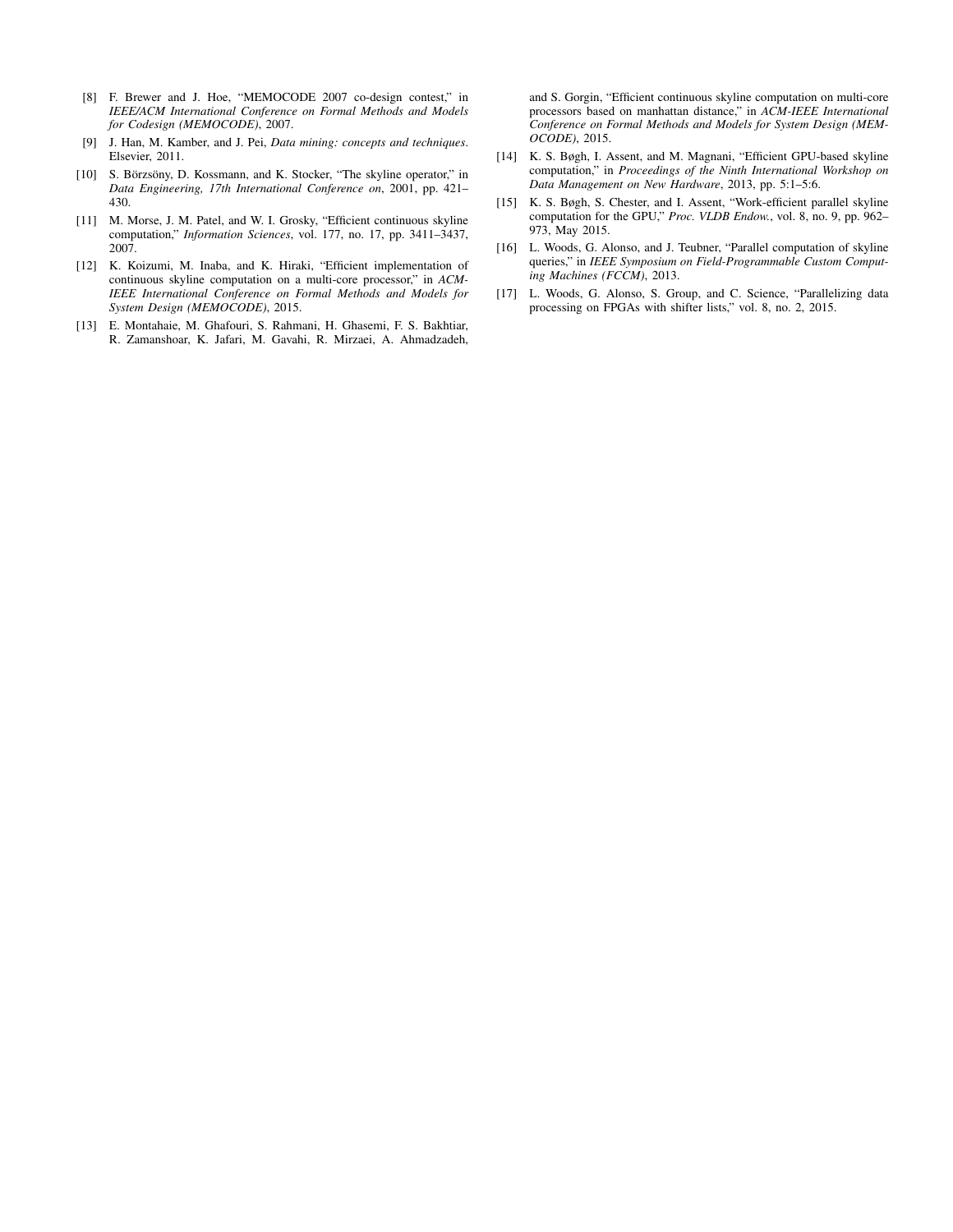[8] F. Brewer and J. Hoe, "MEMOCODE 2007 co-design contest," in *IEEE/ACM International Conference on Formal Methods and Models for Codesign (MEMOCODE)*, 2007.

[9] J. Han, M. Kamber, and J. Pei, *Data mining: concepts and techniques*. Elsevier, 2011.

[10] S. Börzsöny, D. Kossmann, and K. Stocker, "The skyline operator," in *Data Engineering, 17th International Conference on*, 2001, pp. 421–430.

[11] M. Morse, J. M. Patel, and W. I. Grosky, "Efficient continuous skyline computation," *Information Sciences*, vol. 177, no. 17, pp. 3411–3437, 2007.

[12] K. Koizumi, M. Inaba, and K. Hiraki, "Efficient implementation of continuous skyline computation on a multi-core processor," in *ACM-IEEE International Conference on Formal Methods and Models for System Design (MEMOCODE)*, 2015.

[13] E. Montahaie, M. Ghafouri, S. Rahmani, H. Ghasemi, F. S. Bakhtiar, R. Zamanshoar, K. Jafari, M. Gavahi, R. Mirzaei, A. Ahmadzadeh, and S. Gorgin, "Efficient continuous skyline computation on multi-core processors based on manhattan distance," in *ACM-IEEE International Conference on Formal Methods and Models for System Design (MEMOCODE)*, 2015.

[14] K. S. Bøgh, I. Assent, and M. Magnani, "Efficient GPU-based skyline computation," in *Proceedings of the Ninth International Workshop on Data Management on New Hardware*, 2013, pp. 5:1–5:6.

[15] K. S. Bøgh, S. Chester, and I. Assent, "Work-efficient parallel skyline computation for the GPU," *Proc. VLDB Endow.*, vol. 8, no. 9, pp. 962–973, May 2015.

[16] L. Woods, G. Alonso, and J. Teubner, "Parallel computation of skyline queries," in *IEEE Symposium on Field-Programmable Custom Computing Machines (FCCM)*, 2013.

[17] L. Woods, G. Alonso, S. Group, and C. Science, "Parallelizing data processing on FPGAs with shifter lists," vol. 8, no. 2, 2015.